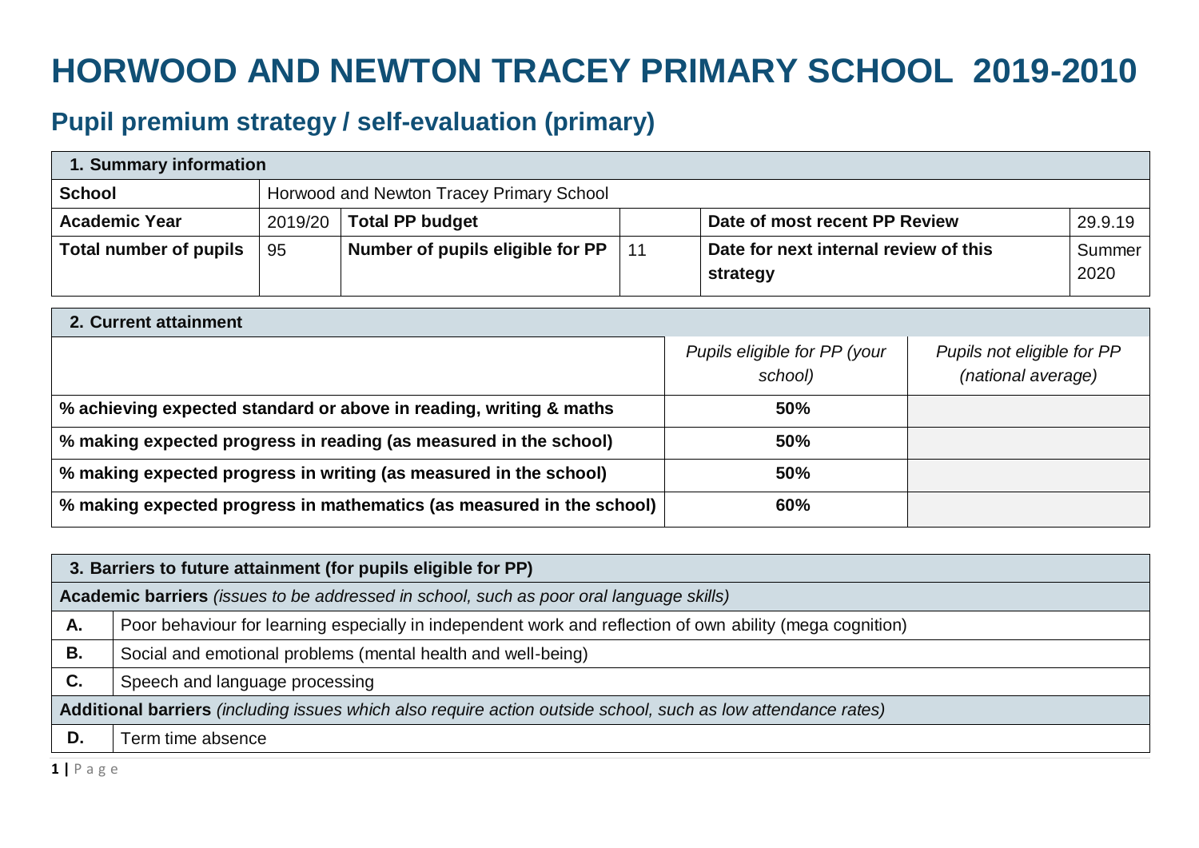# HORWOOD AND NEWTON TRACEY PRIMARY SCHOOL 2019-2010

## Pupil premium strategy / self-evaluation (primary)

| 1. Summary information | | | | | |
|---|---|---|---|---|---|
| **School** | Horwood and Newton Tracey Primary School | | | | |
| **Academic Year** | 2019/20 | **Total PP budget** | | **Date of most recent PP Review** | 29.9.19 |
| **Total number of pupils** | 95 | **Number of pupils eligible for PP** | 11 | **Date for next internal review of this strategy** | Summer 2020 |

| 2. Current attainment | | |
|---|---|---|
| | *Pupils eligible for PP (your school)* | *Pupils not eligible for PP (national average)* |
| **% achieving expected standard or above in reading, writing & maths** | **50%** | |
| **% making expected progress in reading (as measured in the school)** | **50%** | |
| **% making expected progress in writing (as measured in the school)** | **50%** | |
| **% making expected progress in mathematics (as measured in the school)** | **60%** | |

| 3. Barriers to future attainment (for pupils eligible for PP) | |
|---|---|
| **Academic barriers** *(issues to be addressed in school, such as poor oral language skills)* | |
| **A.** | Poor behaviour for learning especially in independent work and reflection of own ability (mega cognition) |
| **B.** | Social and emotional problems (mental health and well-being) |
| **C.** | Speech and language processing |
| **Additional barriers** *(including issues which also require action outside school, such as low attendance rates)* | |
| **D.** | Term time absence |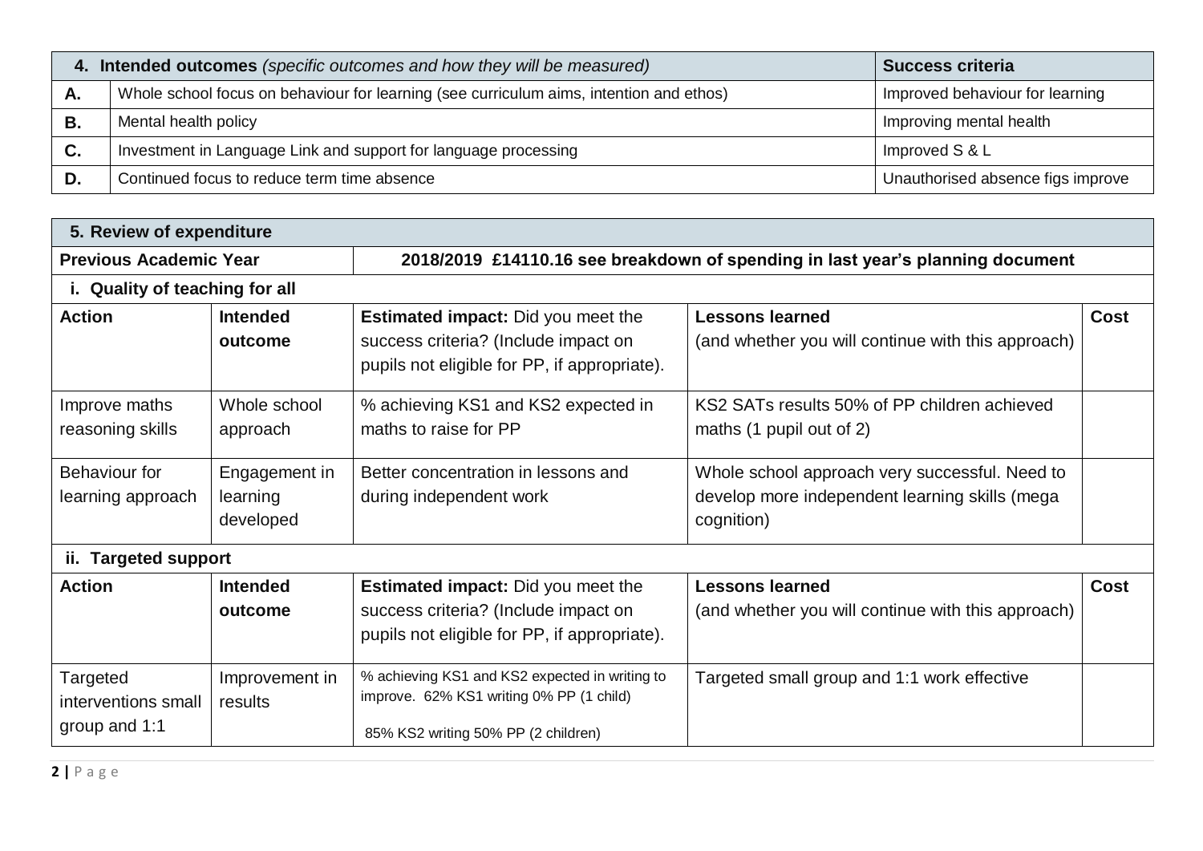| 4. Intended outcomes *(specific outcomes and how they will be measured)* | | Success criteria |
|---|---|---|
| A. | Whole school focus on behaviour for learning (see curriculum aims, intention and ethos) | Improved behaviour for learning |
| B. | Mental health policy | Improving mental health |
| C. | Investment in Language Link and support for language processing | Improved S & L |
| D. | Continued focus to reduce term time absence | Unauthorised absence figs improve |

| 5. Review of expenditure | | | | |
|---|---|---|---|---|
| **Previous Academic Year** | | **2018/2019 £14110.16 see breakdown of spending in last year's planning document** | | |
| **i. Quality of teaching for all** | | | | |
| **Action** | **Intended outcome** | **Estimated impact:** Did you meet the success criteria? (Include impact on pupils not eligible for PP, if appropriate). | **Lessons learned** (and whether you will continue with this approach) | **Cost** |
| Improve maths reasoning skills | Whole school approach | % achieving KS1 and KS2 expected in maths to raise for PP | KS2 SATs results 50% of PP children achieved maths (1 pupil out of 2) | |
| Behaviour for learning approach | Engagement in learning developed | Better concentration in lessons and during independent work | Whole school approach very successful. Need to develop more independent learning skills (mega cognition) | |
| **ii. Targeted support** | | | | |
| **Action** | **Intended outcome** | **Estimated impact:** Did you meet the success criteria? (Include impact on pupils not eligible for PP, if appropriate). | **Lessons learned** (and whether you will continue with this approach) | **Cost** |
| Targeted interventions small group and 1:1 | Improvement in results | % achieving KS1 and KS2 expected in writing to improve. 62% KS1 writing 0% PP (1 child) 85% KS2 writing 50% PP (2 children) | Targeted small group and 1:1 work effective | |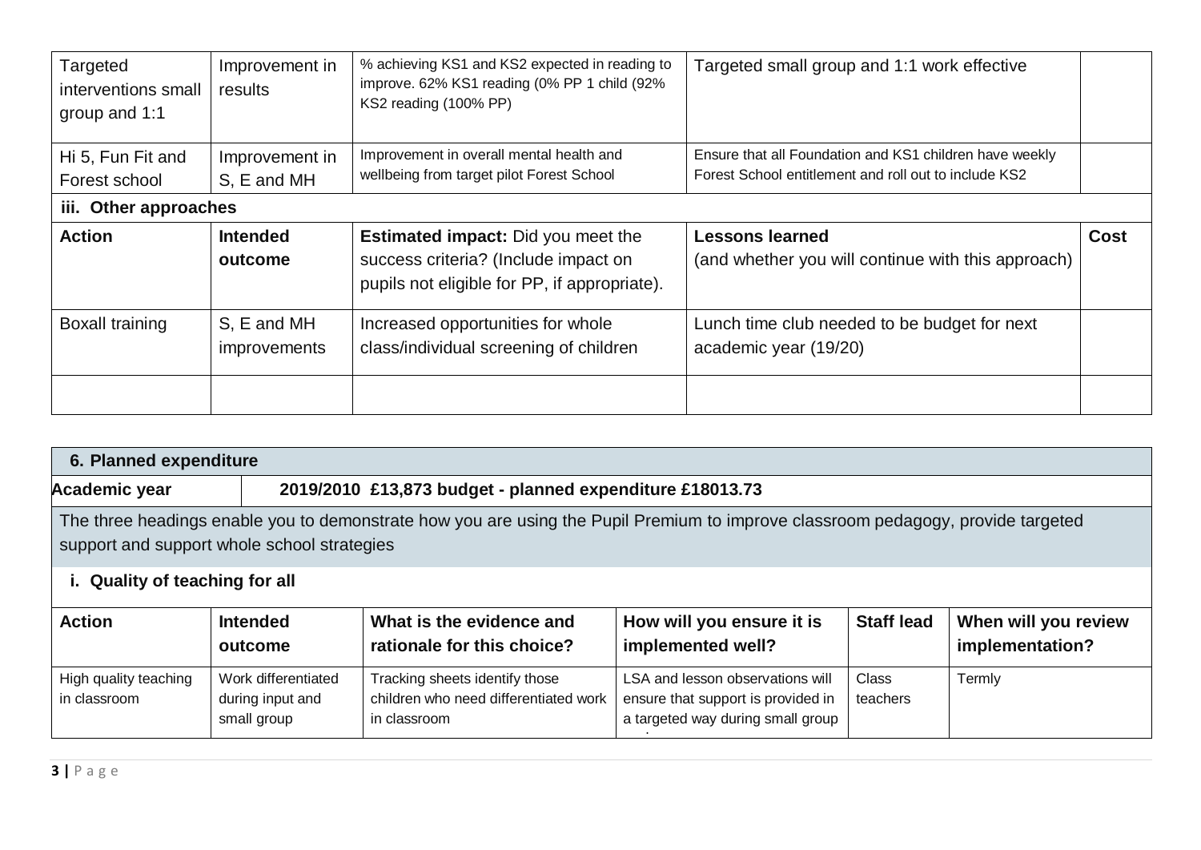| Targeted interventions small group and 1:1 | Improvement in results | % achieving KS1 and KS2 expected in reading to improve. 62% KS1 reading (0% PP 1 child (92% KS2 reading (100% PP) | Targeted small group and 1:1 work effective | |
|---|---|---|---|---|
| Hi 5, Fun Fit and Forest school | Improvement in S, E and MH | Improvement in overall mental health and wellbeing from target pilot Forest School | Ensure that all Foundation and KS1 children have weekly Forest School entitlement and roll out to include KS2 | |

**iii. Other approaches**

| Action | Intended outcome | **Estimated impact:** Did you meet the success criteria? (Include impact on pupils not eligible for PP, if appropriate). | **Lessons learned** (and whether you will continue with this approach) | Cost |
|---|---|---|---|---|
| Boxall training | S, E and MH improvements | Increased opportunities for whole class/individual screening of children | Lunch time club needed to be budget for next academic year (19/20) | |
| | | | | |

## 6. Planned expenditure

| Academic year | 2019/2010 £13,873 budget - planned expenditure £18013.73 |
|---|---|

The three headings enable you to demonstrate how you are using the Pupil Premium to improve classroom pedagogy, provide targeted support and support whole school strategies

**i. Quality of teaching for all**

| Action | Intended outcome | What is the evidence and rationale for this choice? | How will you ensure it is implemented well? | Staff lead | When will you review implementation? |
|---|---|---|---|---|---|
| High quality teaching in classroom | Work differentiated during input and small group | Tracking sheets identify those children who need differentiated work in classroom | LSA and lesson observations will ensure that support is provided in a targeted way during small group | Class teachers | Termly |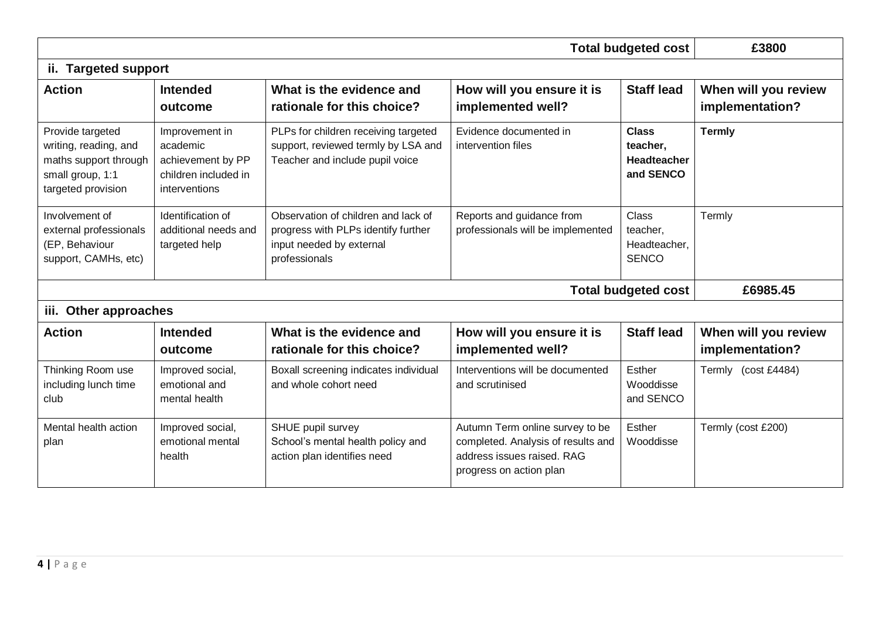| | | | | Total budgeted cost | £3800 |
|---|---|---|---|---|---|

**ii. Targeted support**

| Action | Intended outcome | What is the evidence and rationale for this choice? | How will you ensure it is implemented well? | Staff lead | When will you review implementation? |
|---|---|---|---|---|---|
| Provide targeted writing, reading, and maths support through small group, 1:1 targeted provision | Improvement in academic achievement by PP children included in interventions | PLPs for children receiving targeted support, reviewed termly by LSA and Teacher and include pupil voice | Evidence documented in intervention files | **Class teacher, Headteacher and SENCO** | **Termly** |
| Involvement of external professionals (EP, Behaviour support, CAMHs, etc) | Identification of additional needs and targeted help | Observation of children and lack of progress with PLPs identify further input needed by external professionals | Reports and guidance from professionals will be implemented | Class teacher, Headteacher, SENCO | Termly |
| | | | | **Total budgeted cost** | **£6985.45** |

**iii. Other approaches**

| Action | Intended outcome | What is the evidence and rationale for this choice? | How will you ensure it is implemented well? | Staff lead | When will you review implementation? |
|---|---|---|---|---|---|
| Thinking Room use including lunch time club | Improved social, emotional and mental health | Boxall screening indicates individual and whole cohort need | Interventions will be documented and scrutinised | Esther Wooddisse and SENCO | Termly (cost £4484) |
| Mental health action plan | Improved social, emotional mental health | SHUE pupil survey<br>School's mental health policy and action plan identifies need | Autumn Term online survey to be completed. Analysis of results and address issues raised. RAG progress on action plan | Esther Wooddisse | Termly (cost £200) |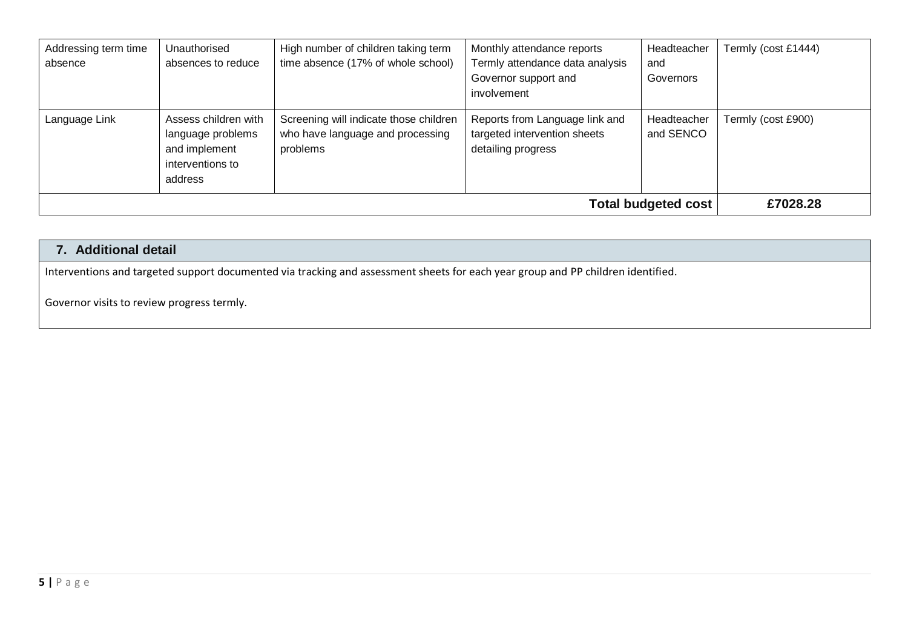| | | | | | |
|---|---|---|---|---|---|
| Addressing term time absence | Unauthorised absences to reduce | High number of children taking term time absence (17% of whole school) | Monthly attendance reports<br>Termly attendance data analysis<br>Governor support and involvement | Headteacher and Governors | Termly (cost £1444) |
| Language Link | Assess children with language problems and implement interventions to address | Screening will indicate those children who have language and processing problems | Reports from Language link and targeted intervention sheets detailing progress | Headteacher and SENCO | Termly (cost £900) |
| | | | | **Total budgeted cost** | **£7028.28** |

## 7. Additional detail

Interventions and targeted support documented via tracking and assessment sheets for each year group and PP children identified.

Governor visits to review progress termly.